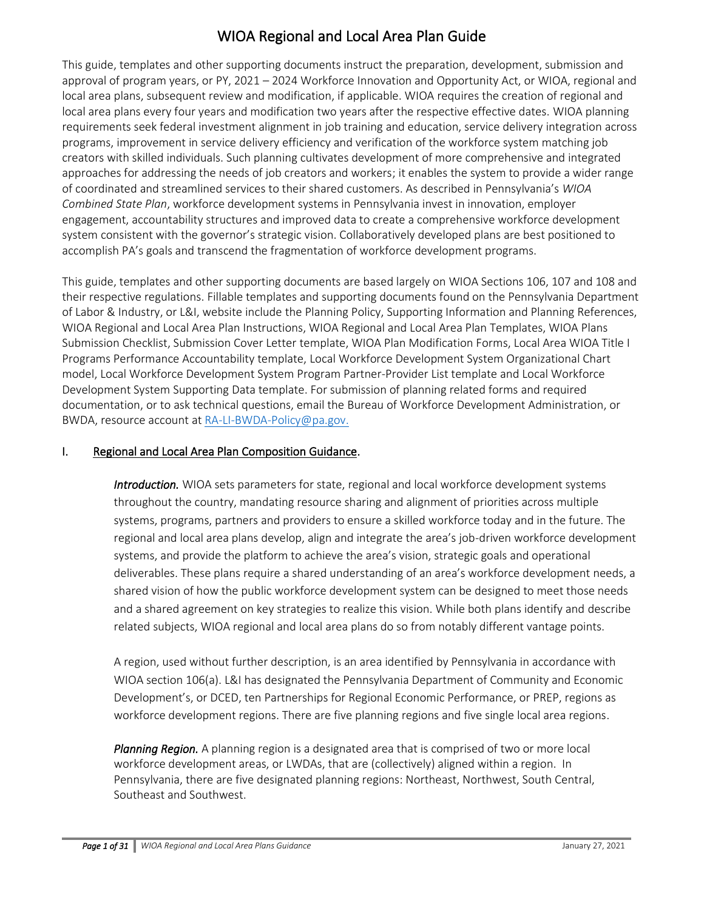# WIOA Regional and Local Area Plan Guide

This guide, templates and other supporting documents instruct the preparation, development, submission and approval of program years, or PY, 2021 – 2024 Workforce Innovation and Opportunity Act, or WIOA, regional and local area plans, subsequent review and modification, if applicable. WIOA requires the creation of regional and local area plans every four years and modification two years after the respective effective dates. WIOA planning requirements seek federal investment alignment in job training and education, service delivery integration across programs, improvement in service delivery efficiency and verification of the workforce system matching job creators with skilled individuals. Such planning cultivates development of more comprehensive and integrated approaches for addressing the needs of job creators and workers; it enables the system to provide a wider range of coordinated and streamlined services to their shared customers. As described in Pennsylvania's *WIOA Combined State Plan*, workforce development systems in Pennsylvania invest in innovation, employer engagement, accountability structures and improved data to create a comprehensive workforce development system consistent with the governor's strategic vision. Collaboratively developed plans are best positioned to accomplish PA's goals and transcend the fragmentation of workforce development programs.

This guide, templates and other supporting documents are based largely on WIOA Sections 106, 107 and 108 and their respective regulations. Fillable templates and supporting documents found on the Pennsylvania Department of Labor & Industry, or L&I, website include the Planning Policy, Supporting Information and Planning References, WIOA Regional and Local Area Plan Instructions, WIOA Regional and Local Area Plan Templates, WIOA Plans Submission Checklist, Submission Cover Letter template, WIOA Plan Modification Forms, Local Area WIOA Title I Programs Performance Accountability template, Local Workforce Development System Organizational Chart model, Local Workforce Development System Program Partner-Provider List template and Local Workforce Development System Supporting Data template. For submission of planning related forms and required documentation, or to ask technical questions, email the Bureau of Workforce Development Administration, or BWDA, resource account at RA-LI-BWDA-Policy@pa.gov.

## I. Regional and Local Area Plan Composition Guidance.

***Introduction.*** WIOA sets parameters for state, regional and local workforce development systems throughout the country, mandating resource sharing and alignment of priorities across multiple systems, programs, partners and providers to ensure a skilled workforce today and in the future. The regional and local area plans develop, align and integrate the area's job-driven workforce development systems, and provide the platform to achieve the area's vision, strategic goals and operational deliverables. These plans require a shared understanding of an area's workforce development needs, a shared vision of how the public workforce development system can be designed to meet those needs and a shared agreement on key strategies to realize this vision. While both plans identify and describe related subjects, WIOA regional and local area plans do so from notably different vantage points.

A region, used without further description, is an area identified by Pennsylvania in accordance with WIOA section 106(a). L&I has designated the Pennsylvania Department of Community and Economic Development's, or DCED, ten Partnerships for Regional Economic Performance, or PREP, regions as workforce development regions. There are five planning regions and five single local area regions.

***Planning Region.*** A planning region is a designated area that is comprised of two or more local workforce development areas, or LWDAs, that are (collectively) aligned within a region. In Pennsylvania, there are five designated planning regions: Northeast, Northwest, South Central, Southeast and Southwest.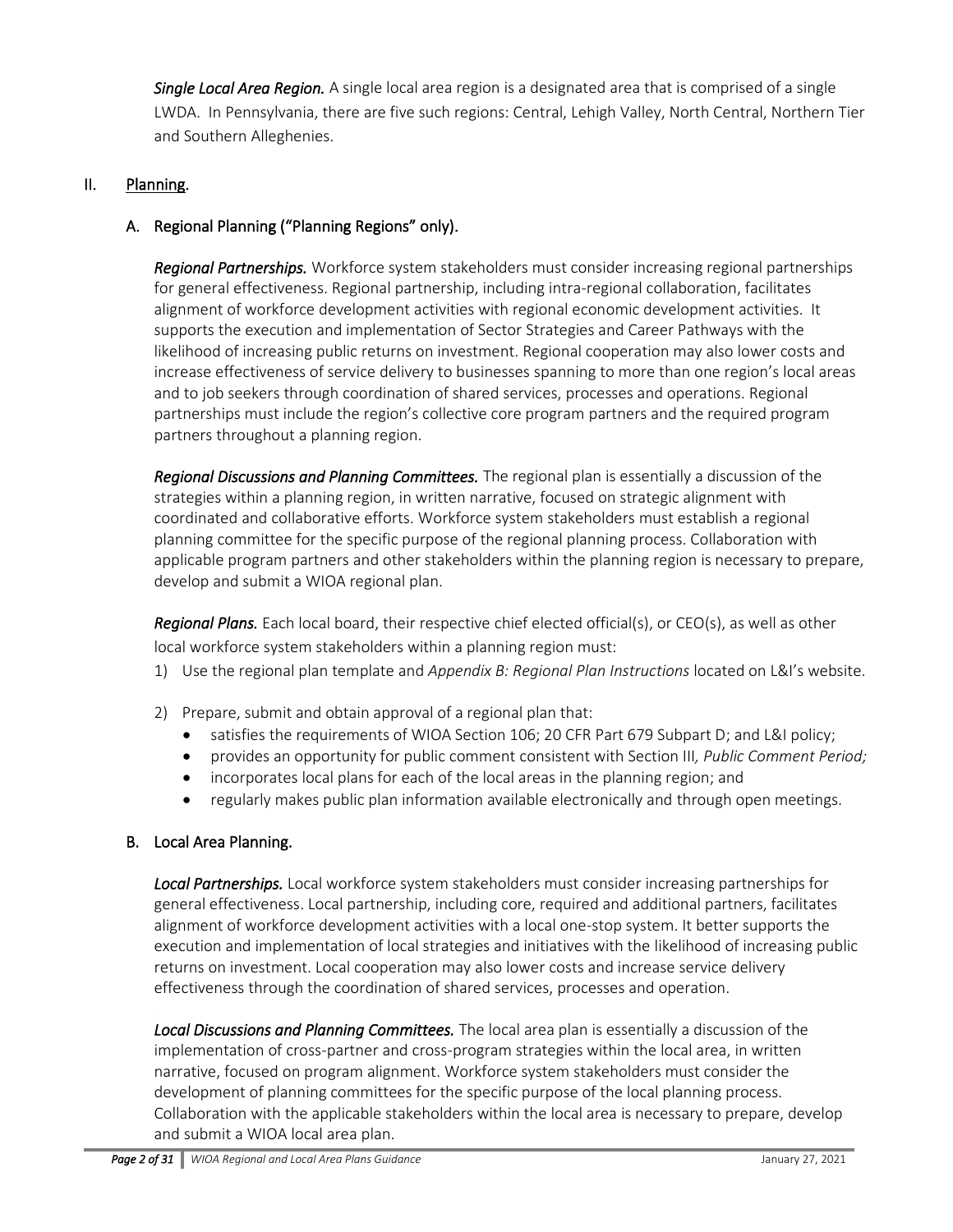*Single Local Area Region.* A single local area region is a designated area that is comprised of a single LWDA. In Pennsylvania, there are five such regions: Central, Lehigh Valley, North Central, Northern Tier and Southern Alleghenies.

## II. Planning.

### A. Regional Planning ("Planning Regions" only).

*Regional Partnerships.* Workforce system stakeholders must consider increasing regional partnerships for general effectiveness. Regional partnership, including intra-regional collaboration, facilitates alignment of workforce development activities with regional economic development activities. It supports the execution and implementation of Sector Strategies and Career Pathways with the likelihood of increasing public returns on investment. Regional cooperation may also lower costs and increase effectiveness of service delivery to businesses spanning to more than one region's local areas and to job seekers through coordination of shared services, processes and operations. Regional partnerships must include the region's collective core program partners and the required program partners throughout a planning region.

*Regional Discussions and Planning Committees.* The regional plan is essentially a discussion of the strategies within a planning region, in written narrative, focused on strategic alignment with coordinated and collaborative efforts. Workforce system stakeholders must establish a regional planning committee for the specific purpose of the regional planning process. Collaboration with applicable program partners and other stakeholders within the planning region is necessary to prepare, develop and submit a WIOA regional plan.

*Regional Plans.* Each local board, their respective chief elected official(s), or CEO(s), as well as other local workforce system stakeholders within a planning region must:

1) Use the regional plan template and *Appendix B: Regional Plan Instructions* located on L&I's website.
2) Prepare, submit and obtain approval of a regional plan that:
   - satisfies the requirements of WIOA Section 106; 20 CFR Part 679 Subpart D; and L&I policy;
   - provides an opportunity for public comment consistent with Section III*, Public Comment Period;*
   - incorporates local plans for each of the local areas in the planning region; and
   - regularly makes public plan information available electronically and through open meetings.

### B. Local Area Planning.

*Local Partnerships.* Local workforce system stakeholders must consider increasing partnerships for general effectiveness. Local partnership, including core, required and additional partners, facilitates alignment of workforce development activities with a local one-stop system. It better supports the execution and implementation of local strategies and initiatives with the likelihood of increasing public returns on investment. Local cooperation may also lower costs and increase service delivery effectiveness through the coordination of shared services, processes and operation.

*Local Discussions and Planning Committees.* The local area plan is essentially a discussion of the implementation of cross-partner and cross-program strategies within the local area, in written narrative, focused on program alignment. Workforce system stakeholders must consider the development of planning committees for the specific purpose of the local planning process. Collaboration with the applicable stakeholders within the local area is necessary to prepare, develop and submit a WIOA local area plan.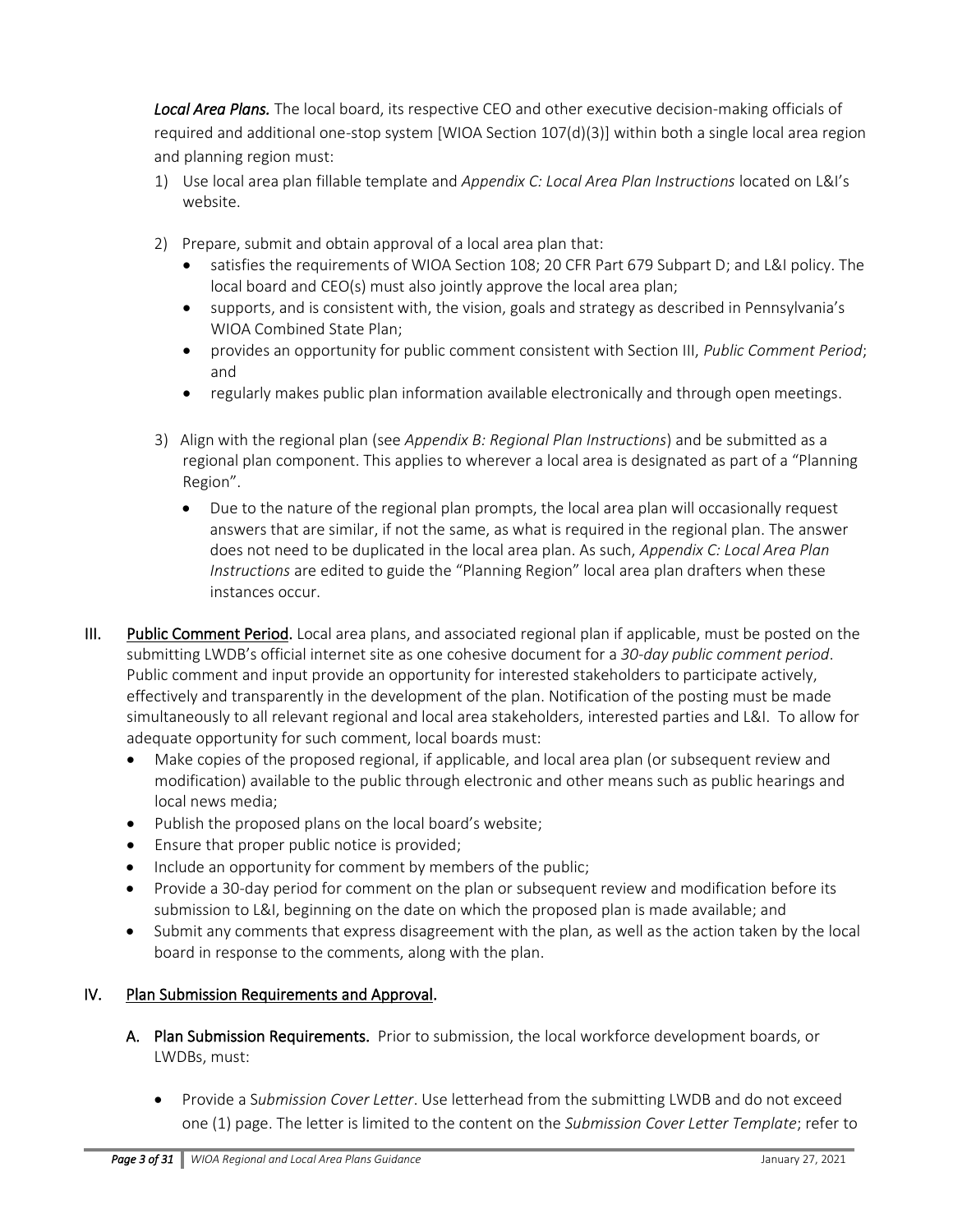***Local Area Plans.*** The local board, its respective CEO and other executive decision-making officials of required and additional one-stop system [WIOA Section 107(d)(3)] within both a single local area region and planning region must:

1) Use local area plan fillable template and *Appendix C: Local Area Plan Instructions* located on L&I's website.

2) Prepare, submit and obtain approval of a local area plan that:
   - satisfies the requirements of WIOA Section 108; 20 CFR Part 679 Subpart D; and L&I policy. The local board and CEO(s) must also jointly approve the local area plan;
   - supports, and is consistent with, the vision, goals and strategy as described in Pennsylvania's WIOA Combined State Plan;
   - provides an opportunity for public comment consistent with Section III, *Public Comment Period*; and
   - regularly makes public plan information available electronically and through open meetings.

3) Align with the regional plan (see *Appendix B: Regional Plan Instructions*) and be submitted as a regional plan component. This applies to wherever a local area is designated as part of a "Planning Region".
   - Due to the nature of the regional plan prompts, the local area plan will occasionally request answers that are similar, if not the same, as what is required in the regional plan. The answer does not need to be duplicated in the local area plan. As such, *Appendix C: Local Area Plan Instructions* are edited to guide the "Planning Region" local area plan drafters when these instances occur.

## III. Public Comment Period.

Local area plans, and associated regional plan if applicable, must be posted on the submitting LWDB's official internet site as one cohesive document for a *30-day public comment period*. Public comment and input provide an opportunity for interested stakeholders to participate actively, effectively and transparently in the development of the plan. Notification of the posting must be made simultaneously to all relevant regional and local area stakeholders, interested parties and L&I. To allow for adequate opportunity for such comment, local boards must:

- Make copies of the proposed regional, if applicable, and local area plan (or subsequent review and modification) available to the public through electronic and other means such as public hearings and local news media;
- Publish the proposed plans on the local board's website;
- Ensure that proper public notice is provided;
- Include an opportunity for comment by members of the public;
- Provide a 30-day period for comment on the plan or subsequent review and modification before its submission to L&I, beginning on the date on which the proposed plan is made available; and
- Submit any comments that express disagreement with the plan, as well as the action taken by the local board in response to the comments, along with the plan.

## IV. Plan Submission Requirements and Approval.

**A. Plan Submission Requirements.** Prior to submission, the local workforce development boards, or LWDBs, must:

- Provide a *Submission Cover Letter*. Use letterhead from the submitting LWDB and do not exceed one (1) page. The letter is limited to the content on the *Submission Cover Letter Template*; refer to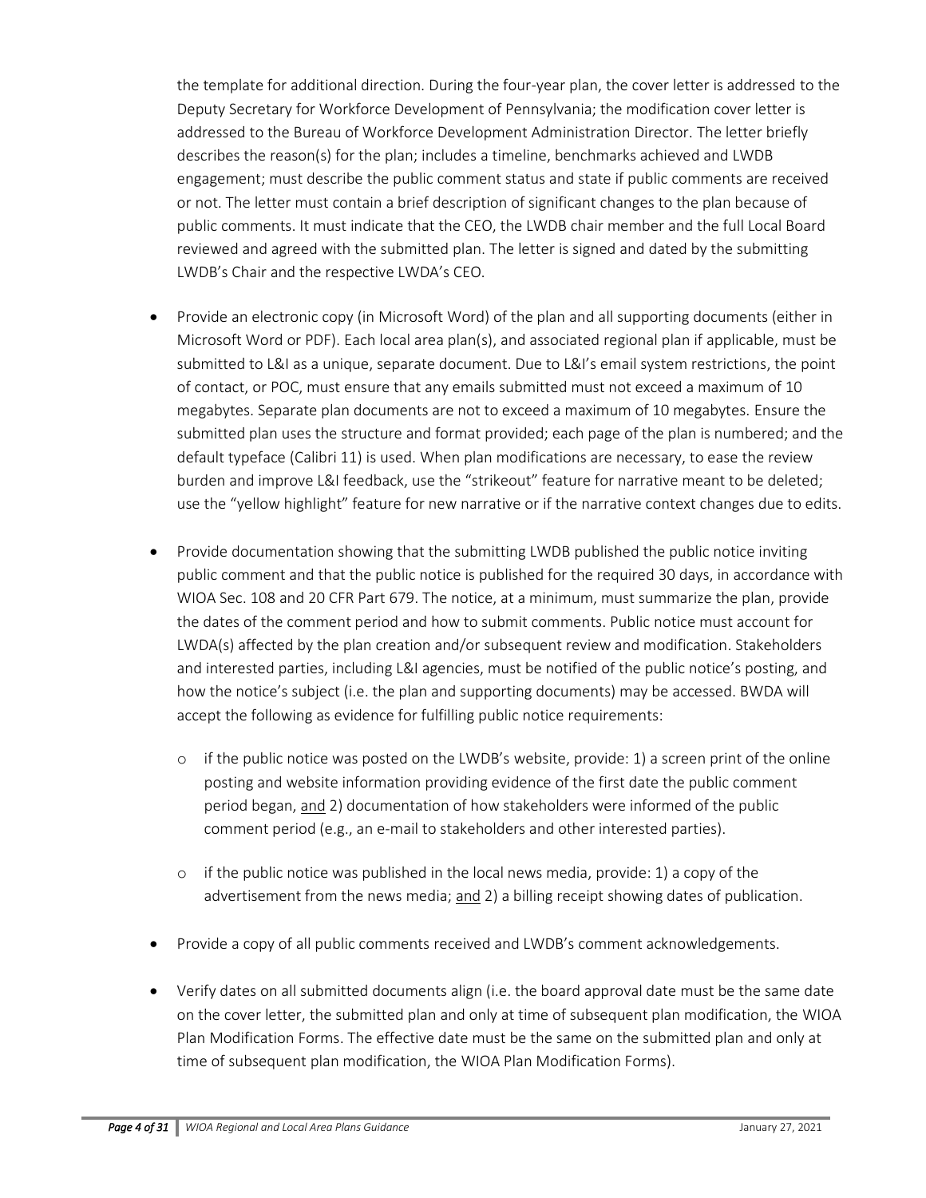the template for additional direction. During the four-year plan, the cover letter is addressed to the Deputy Secretary for Workforce Development of Pennsylvania; the modification cover letter is addressed to the Bureau of Workforce Development Administration Director. The letter briefly describes the reason(s) for the plan; includes a timeline, benchmarks achieved and LWDB engagement; must describe the public comment status and state if public comments are received or not. The letter must contain a brief description of significant changes to the plan because of public comments. It must indicate that the CEO, the LWDB chair member and the full Local Board reviewed and agreed with the submitted plan. The letter is signed and dated by the submitting LWDB's Chair and the respective LWDA's CEO.

- Provide an electronic copy (in Microsoft Word) of the plan and all supporting documents (either in Microsoft Word or PDF). Each local area plan(s), and associated regional plan if applicable, must be submitted to L&I as a unique, separate document. Due to L&I's email system restrictions, the point of contact, or POC, must ensure that any emails submitted must not exceed a maximum of 10 megabytes. Separate plan documents are not to exceed a maximum of 10 megabytes. Ensure the submitted plan uses the structure and format provided; each page of the plan is numbered; and the default typeface (Calibri 11) is used. When plan modifications are necessary, to ease the review burden and improve L&I feedback, use the "strikeout" feature for narrative meant to be deleted; use the "yellow highlight" feature for new narrative or if the narrative context changes due to edits.

- Provide documentation showing that the submitting LWDB published the public notice inviting public comment and that the public notice is published for the required 30 days, in accordance with WIOA Sec. 108 and 20 CFR Part 679. The notice, at a minimum, must summarize the plan, provide the dates of the comment period and how to submit comments. Public notice must account for LWDA(s) affected by the plan creation and/or subsequent review and modification. Stakeholders and interested parties, including L&I agencies, must be notified of the public notice's posting, and how the notice's subject (i.e. the plan and supporting documents) may be accessed. BWDA will accept the following as evidence for fulfilling public notice requirements:

  - if the public notice was posted on the LWDB's website, provide: 1) a screen print of the online posting and website information providing evidence of the first date the public comment period began, <u>and</u> 2) documentation of how stakeholders were informed of the public comment period (e.g., an e-mail to stakeholders and other interested parties).

  - if the public notice was published in the local news media, provide: 1) a copy of the advertisement from the news media; <u>and</u> 2) a billing receipt showing dates of publication.

- Provide a copy of all public comments received and LWDB's comment acknowledgements.

- Verify dates on all submitted documents align (i.e. the board approval date must be the same date on the cover letter, the submitted plan and only at time of subsequent plan modification, the WIOA Plan Modification Forms. The effective date must be the same on the submitted plan and only at time of subsequent plan modification, the WIOA Plan Modification Forms).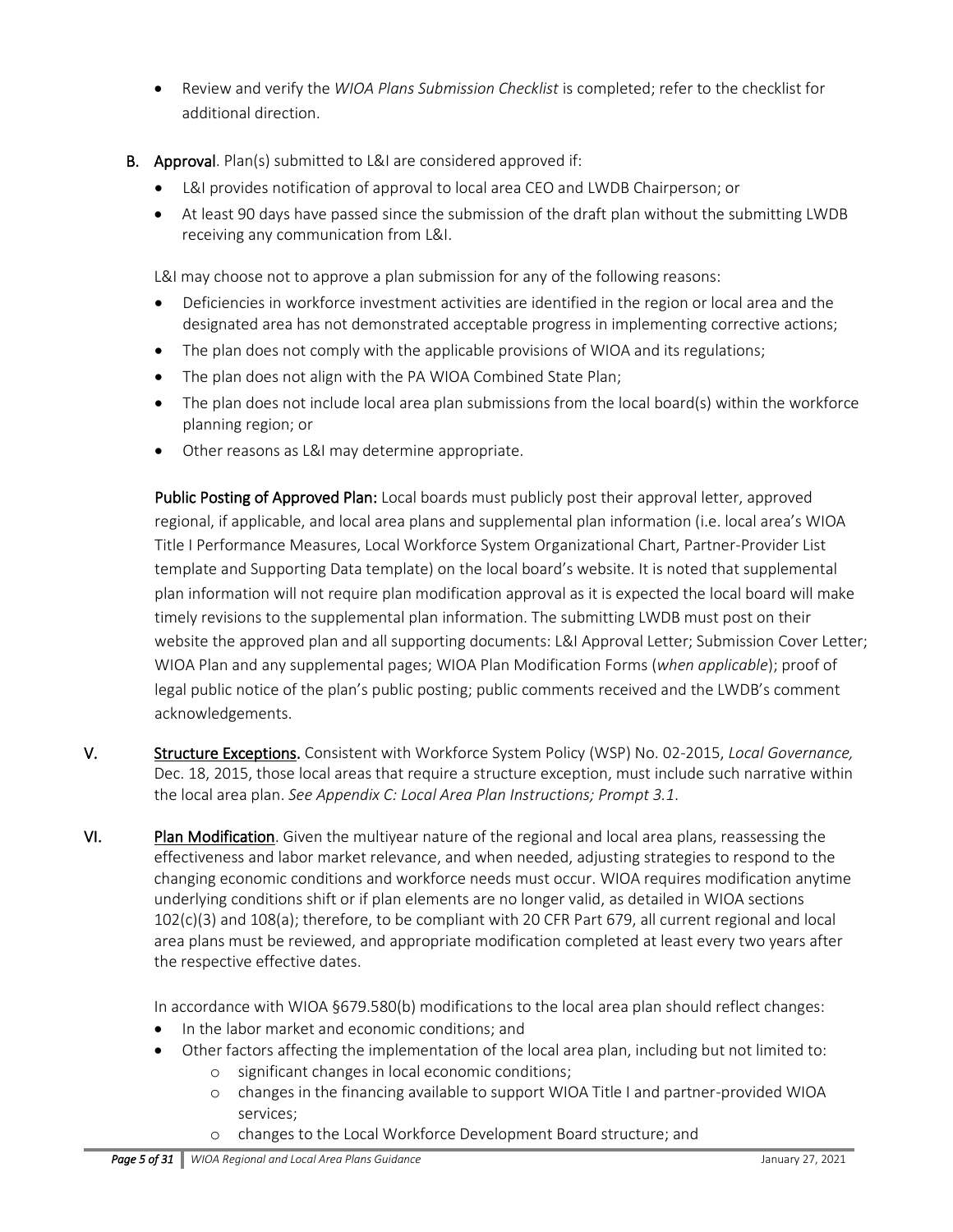- Review and verify the *WIOA Plans Submission Checklist* is completed; refer to the checklist for additional direction.

**B. Approval**. Plan(s) submitted to L&I are considered approved if:

- L&I provides notification of approval to local area CEO and LWDB Chairperson; or
- At least 90 days have passed since the submission of the draft plan without the submitting LWDB receiving any communication from L&I.

L&I may choose not to approve a plan submission for any of the following reasons:

- Deficiencies in workforce investment activities are identified in the region or local area and the designated area has not demonstrated acceptable progress in implementing corrective actions;
- The plan does not comply with the applicable provisions of WIOA and its regulations;
- The plan does not align with the PA WIOA Combined State Plan;
- The plan does not include local area plan submissions from the local board(s) within the workforce planning region; or
- Other reasons as L&I may determine appropriate.

**Public Posting of Approved Plan:** Local boards must publicly post their approval letter, approved regional, if applicable, and local area plans and supplemental plan information (i.e. local area's WIOA Title I Performance Measures, Local Workforce System Organizational Chart, Partner-Provider List template and Supporting Data template) on the local board's website. It is noted that supplemental plan information will not require plan modification approval as it is expected the local board will make timely revisions to the supplemental plan information. The submitting LWDB must post on their website the approved plan and all supporting documents: L&I Approval Letter; Submission Cover Letter; WIOA Plan and any supplemental pages; WIOA Plan Modification Forms (*when applicable*); proof of legal public notice of the plan's public posting; public comments received and the LWDB's comment acknowledgements.

**V. Structure Exceptions.** Consistent with Workforce System Policy (WSP) No. 02-2015, *Local Governance,* Dec. 18, 2015, those local areas that require a structure exception, must include such narrative within the local area plan. *See Appendix C: Local Area Plan Instructions; Prompt 3.1.*

**VI. Plan Modification**. Given the multiyear nature of the regional and local area plans, reassessing the effectiveness and labor market relevance, and when needed, adjusting strategies to respond to the changing economic conditions and workforce needs must occur. WIOA requires modification anytime underlying conditions shift or if plan elements are no longer valid, as detailed in WIOA sections 102(c)(3) and 108(a); therefore, to be compliant with 20 CFR Part 679, all current regional and local area plans must be reviewed, and appropriate modification completed at least every two years after the respective effective dates.

In accordance with WIOA §679.580(b) modifications to the local area plan should reflect changes:

- In the labor market and economic conditions; and
- Other factors affecting the implementation of the local area plan, including but not limited to:
  - significant changes in local economic conditions;
  - changes in the financing available to support WIOA Title I and partner-provided WIOA services;
  - changes to the Local Workforce Development Board structure; and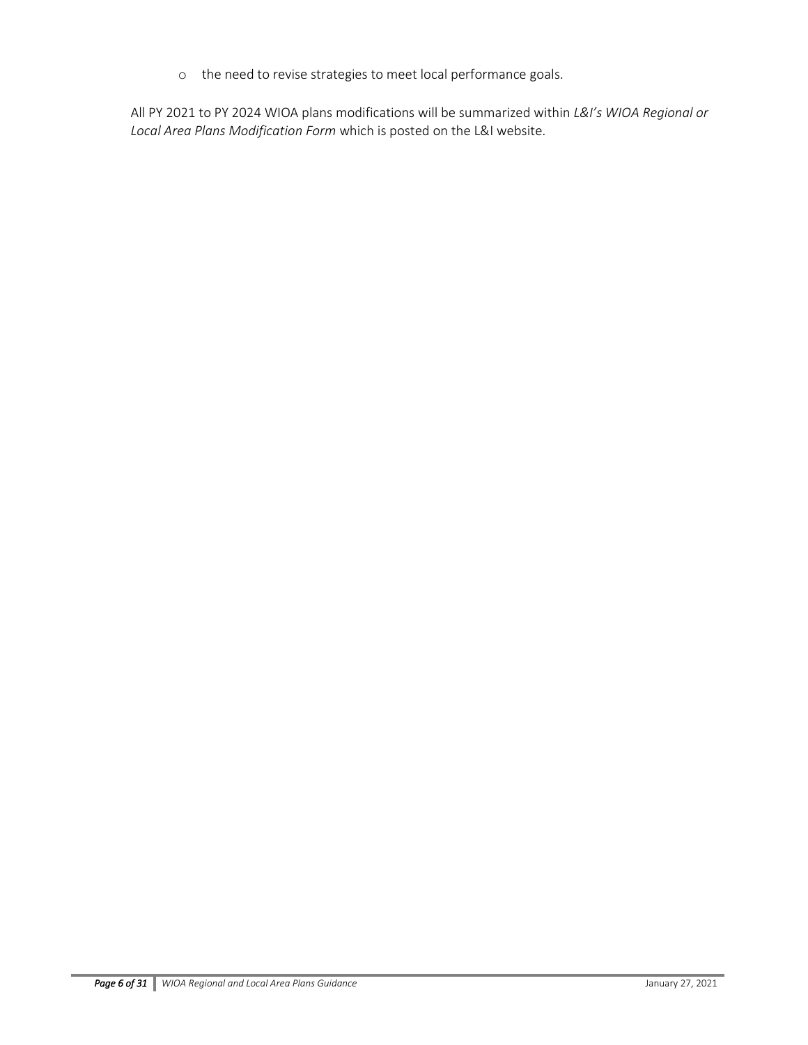- the need to revise strategies to meet local performance goals.

All PY 2021 to PY 2024 WIOA plans modifications will be summarized within *L&I's WIOA Regional or Local Area Plans Modification Form* which is posted on the L&I website.